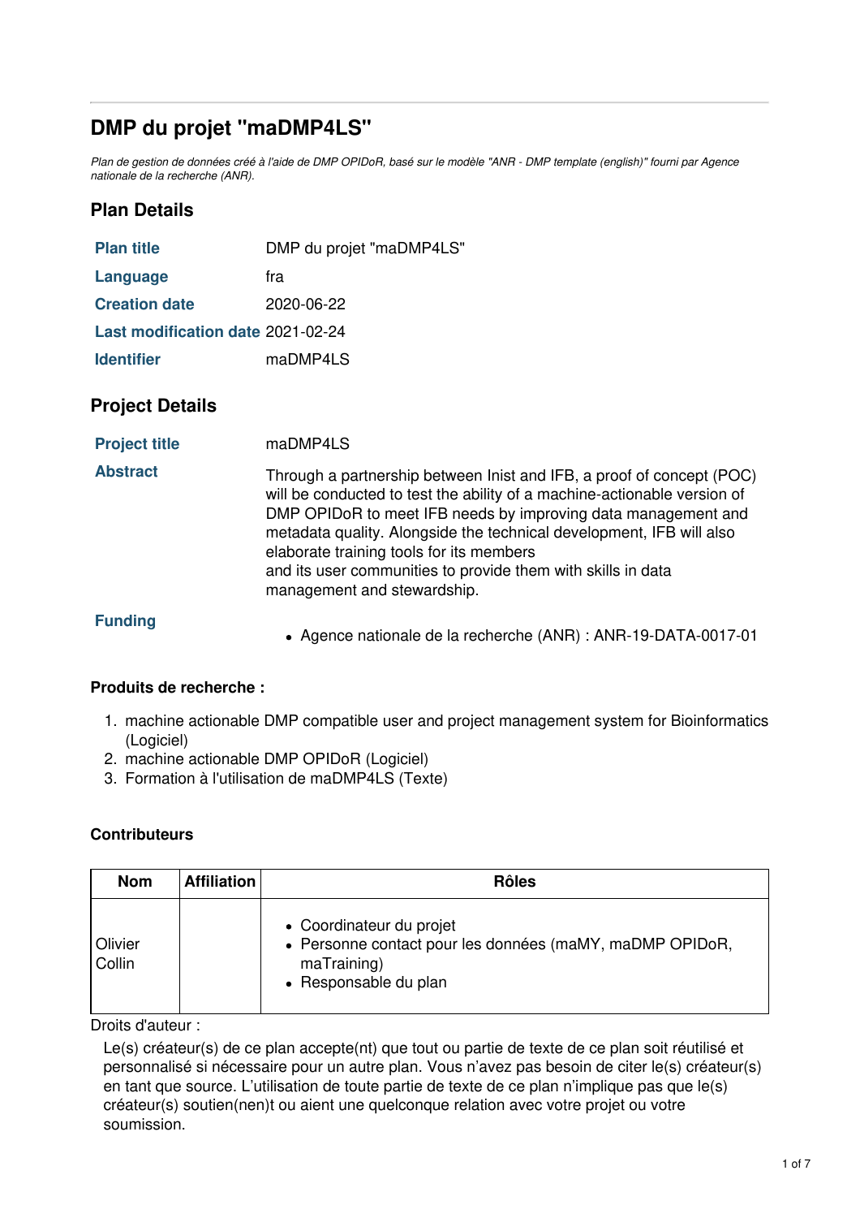# DMP du projet "maDMP4LS"

*Plan de gestion de données créé à l'aide de DMP OPIDoR, basé sur le modèle "ANR - DMP template (english)" fourni par Agence nationale de la recherche (ANR).*

## Plan Details

| | |
|---|---|
| **Plan title** | DMP du projet "maDMP4LS" |
| **Language** | fra |
| **Creation date** | 2020-06-22 |
| **Last modification date** | 2021-02-24 |
| **Identifier** | maDMP4LS |

## Project Details

| | |
|---|---|
| **Project title** | maDMP4LS |
| **Abstract** | Through a partnership between Inist and IFB, a proof of concept (POC) will be conducted to test the ability of a machine-actionable version of DMP OPIDoR to meet IFB needs by improving data management and metadata quality. Alongside the technical development, IFB will also elaborate training tools for its members and its user communities to provide them with skills in data management and stewardship. |
| **Funding** | • Agence nationale de la recherche (ANR) : ANR-19-DATA-0017-01 |

### Produits de recherche :

1. machine actionable DMP compatible user and project management system for Bioinformatics (Logiciel)
2. machine actionable DMP OPIDoR (Logiciel)
3. Formation à l'utilisation de maDMP4LS (Texte)

### Contributeurs

| Nom | Affiliation | Rôles |
|---|---|---|
| Olivier Collin | | • Coordinateur du projet<br>• Personne contact pour les données (maMY, maDMP OPIDoR, maTraining)<br>• Responsable du plan |

Droits d'auteur :

Le(s) créateur(s) de ce plan accepte(nt) que tout ou partie de texte de ce plan soit réutilisé et personnalisé si nécessaire pour un autre plan. Vous n'avez pas besoin de citer le(s) créateur(s) en tant que source. L'utilisation de toute partie de texte de ce plan n'implique pas que le(s) créateur(s) soutien(nen)t ou aient une quelconque relation avec votre projet ou votre soumission.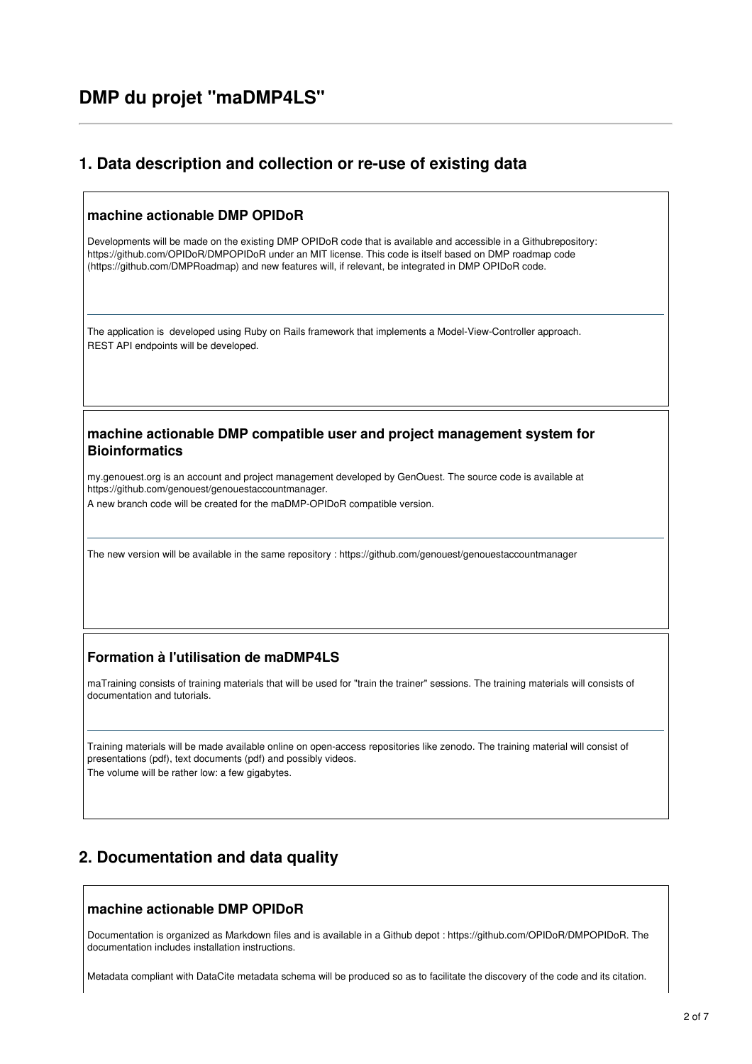# DMP du projet "maDMP4LS"

## 1. Data description and collection or re-use of existing data

### machine actionable DMP OPIDoR

Developments will be made on the existing DMP OPIDoR code that is available and accessible in a Githubrepository: https://github.com/OPIDoR/DMPOPIDoR under an MIT license. This code is itself based on DMP roadmap code (https://github.com/DMPRoadmap) and new features will, if relevant, be integrated in DMP OPIDoR code.

---

The application is developed using Ruby on Rails framework that implements a Model-View-Controller approach.
REST API endpoints will be developed.

### machine actionable DMP compatible user and project management system for Bioinformatics

my.genouest.org is an account and project management developed by GenOuest. The source code is available at https://github.com/genouest/genouestaccountmanager.
A new branch code will be created for the maDMP-OPIDoR compatible version.

---

The new version will be available in the same repository : https://github.com/genouest/genouestaccountmanager

### Formation à l'utilisation de maDMP4LS

maTraining consists of training materials that will be used for "train the trainer" sessions. The training materials will consists of documentation and tutorials.

---

Training materials will be made available online on open-access repositories like zenodo. The training material will consist of presentations (pdf), text documents (pdf) and possibly videos.
The volume will be rather low: a few gigabytes.

## 2. Documentation and data quality

### machine actionable DMP OPIDoR

Documentation is organized as Markdown files and is available in a Github depot : https://github.com/OPIDoR/DMPOPIDoR. The documentation includes installation instructions.

Metadata compliant with DataCite metadata schema will be produced so as to facilitate the discovery of the code and its citation.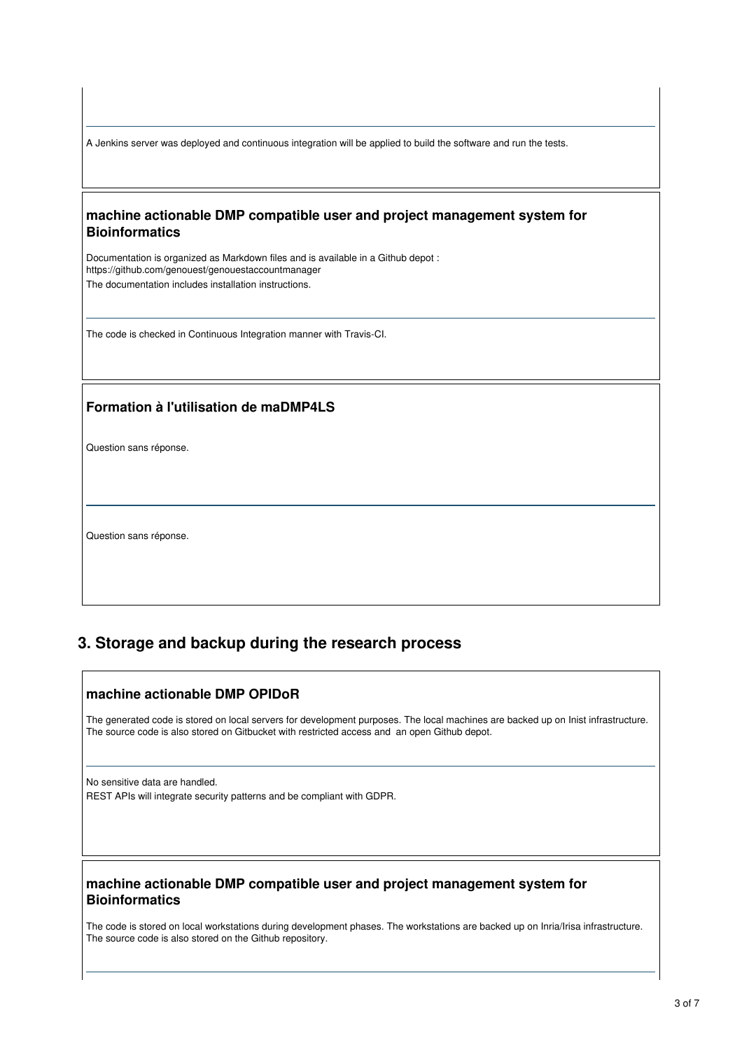A Jenkins server was deployed and continuous integration will be applied to build the software and run the tests.

### machine actionable DMP compatible user and project management system for Bioinformatics

Documentation is organized as Markdown files and is available in a Github depot : https://github.com/genouest/genouestaccountmanager
The documentation includes installation instructions.

The code is checked in Continuous Integration manner with Travis-CI.

### Formation à l'utilisation de maDMP4LS

Question sans réponse.

Question sans réponse.

## 3. Storage and backup during the research process

### machine actionable DMP OPIDoR

The generated code is stored on local servers for development purposes. The local machines are backed up on Inist infrastructure. The source code is also stored on Gitbucket with restricted access and an open Github depot.

No sensitive data are handled.
REST APIs will integrate security patterns and be compliant with GDPR.

### machine actionable DMP compatible user and project management system for Bioinformatics

The code is stored on local workstations during development phases. The workstations are backed up on Inria/Irisa infrastructure. The source code is also stored on the Github repository.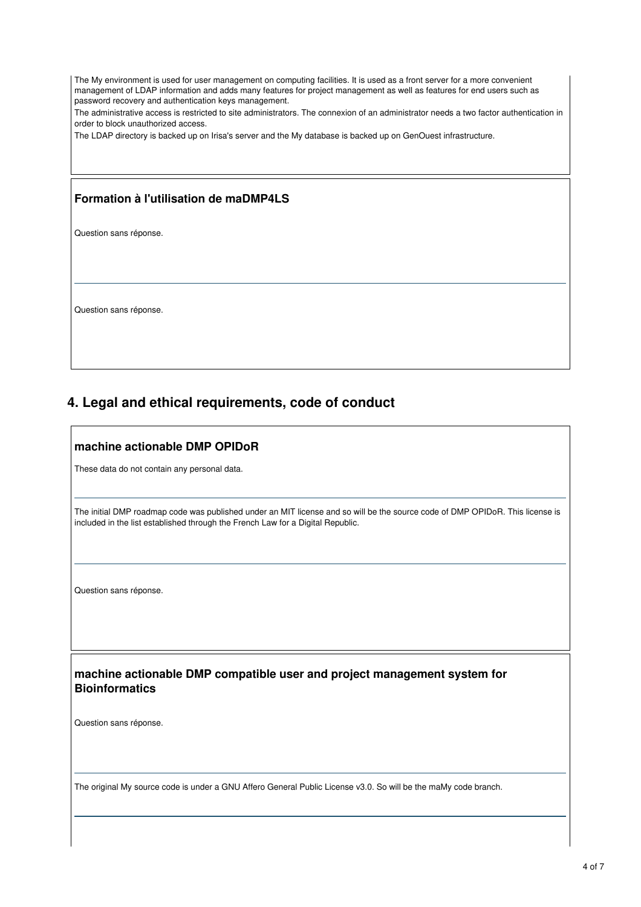The My environment is used for user management on computing facilities. It is used as a front server for a more convenient management of LDAP information and adds many features for project management as well as features for end users such as password recovery and authentication keys management.

The administrative access is restricted to site administrators. The connexion of an administrator needs a two factor authentication in order to block unauthorized access.

The LDAP directory is backed up on Irisa's server and the My database is backed up on GenOuest infrastructure.

### Formation à l'utilisation de maDMP4LS

Question sans réponse.

---

Question sans réponse.

## 4. Legal and ethical requirements, code of conduct

### machine actionable DMP OPIDoR

These data do not contain any personal data.

---

The initial DMP roadmap code was published under an MIT license and so will be the source code of DMP OPIDoR. This license is included in the list established through the French Law for a Digital Republic.

---

Question sans réponse.

### machine actionable DMP compatible user and project management system for Bioinformatics

Question sans réponse.

---

The original My source code is under a GNU Affero General Public License v3.0. So will be the maMy code branch.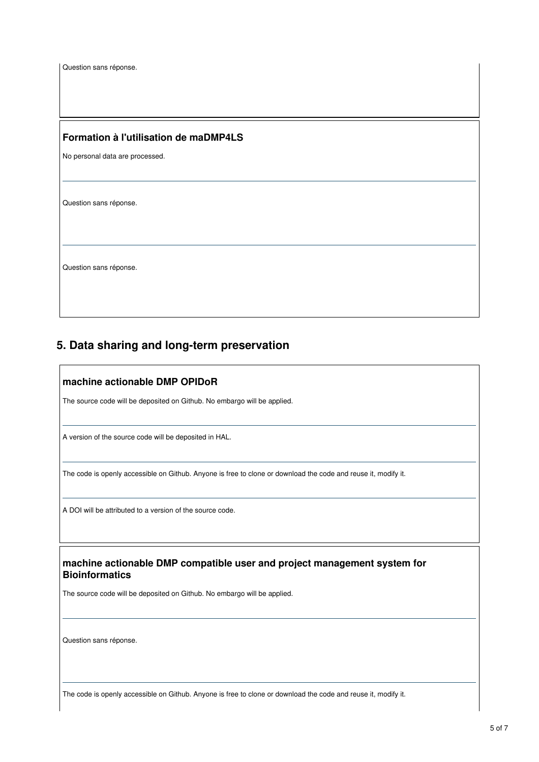Question sans réponse.

### Formation à l'utilisation de maDMP4LS

No personal data are processed.

---

Question sans réponse.

---

Question sans réponse.

## 5. Data sharing and long-term preservation

### machine actionable DMP OPIDoR

The source code will be deposited on Github. No embargo will be applied.

---

A version of the source code will be deposited in HAL.

---

The code is openly accessible on Github. Anyone is free to clone or download the code and reuse it, modify it.

---

A DOI will be attributed to a version of the source code.

### machine actionable DMP compatible user and project management system for Bioinformatics

The source code will be deposited on Github. No embargo will be applied.

---

Question sans réponse.

---

The code is openly accessible on Github. Anyone is free to clone or download the code and reuse it, modify it.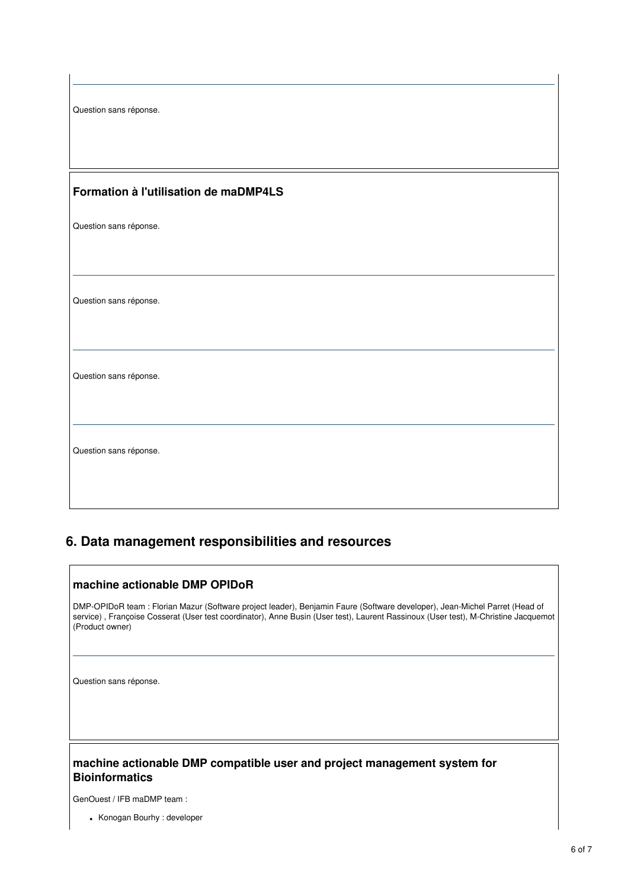Question sans réponse.

### Formation à l'utilisation de maDMP4LS

Question sans réponse.

Question sans réponse.

Question sans réponse.

Question sans réponse.

## 6. Data management responsibilities and resources

### machine actionable DMP OPIDoR

DMP-OPIDoR team : Florian Mazur (Software project leader), Benjamin Faure (Software developer), Jean-Michel Parret (Head of service) , Françoise Cosserat (User test coordinator), Anne Busin (User test), Laurent Rassinoux (User test), M-Christine Jacquemot (Product owner)

Question sans réponse.

### machine actionable DMP compatible user and project management system for Bioinformatics

GenOuest / IFB maDMP team :

- Konogan Bourhy : developer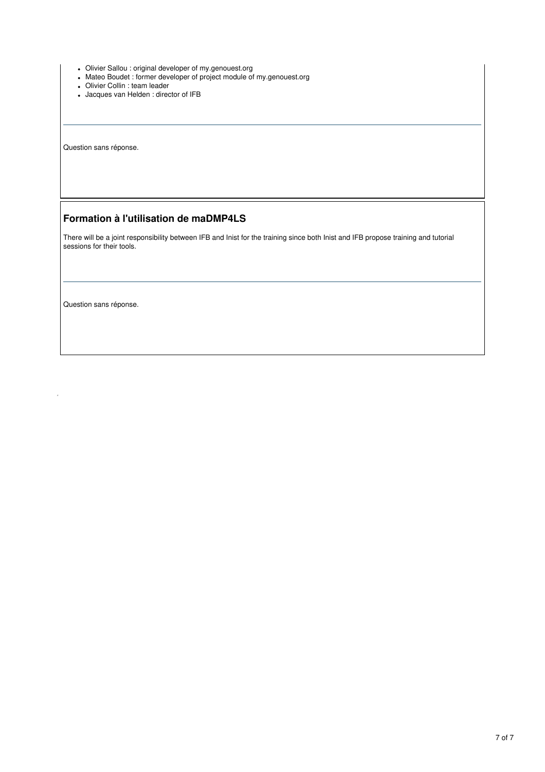- Olivier Sallou : original developer of my.genouest.org
- Mateo Boudet : former developer of project module of my.genouest.org
- Olivier Collin : team leader
- Jacques van Helden : director of IFB

---

Question sans réponse.

## Formation à l'utilisation de maDMP4LS

There will be a joint responsibility between IFB and Inist for the training since both Inist and IFB propose training and tutorial sessions for their tools.

---

Question sans réponse.